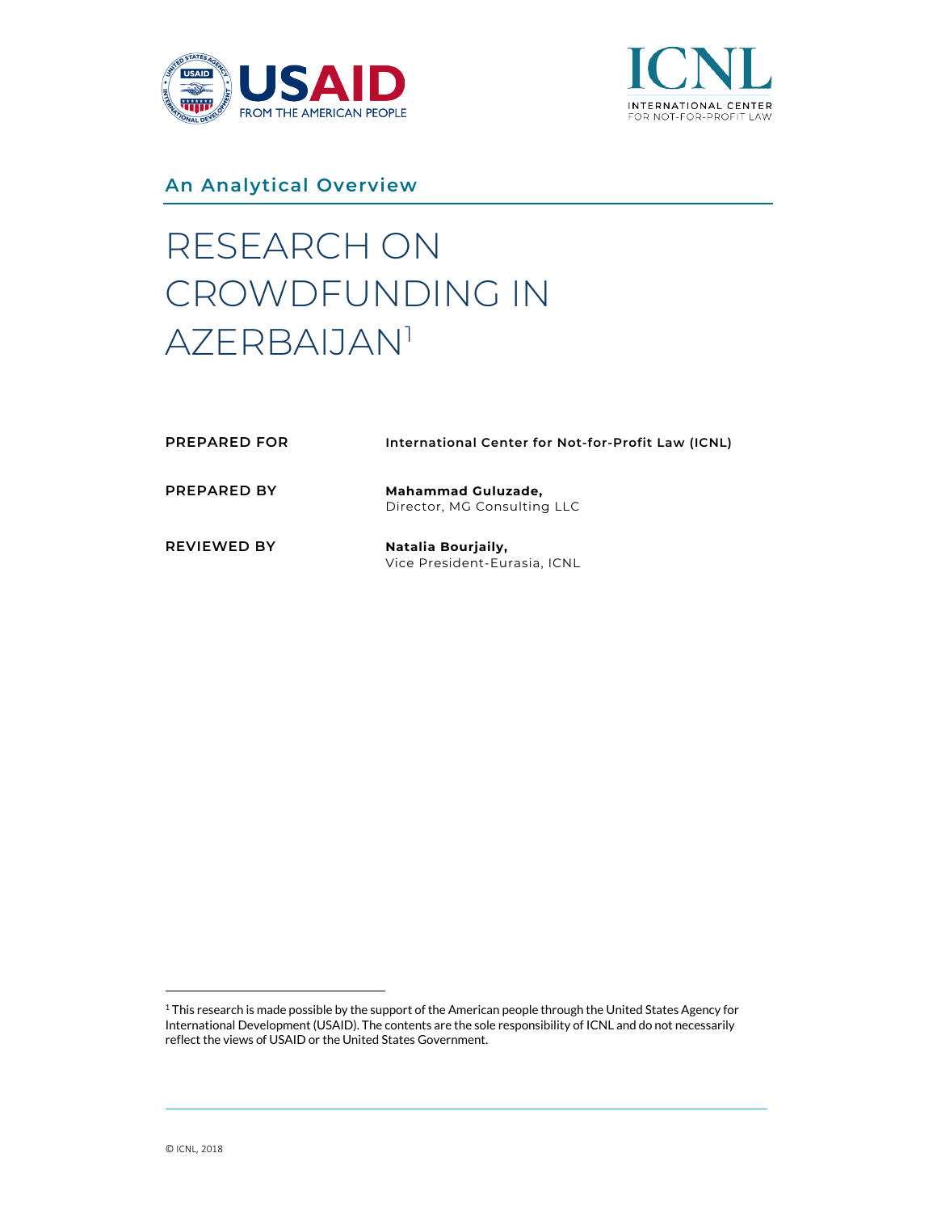USAID FROM THE AMERICAN PEOPLE

ICNL INTERNATIONAL CENTER FOR NOT-FOR-PROFIT LAW

## An Analytical Overview

# RESEARCH ON CROWDFUNDING IN AZERBAIJAN[1]

**PREPARED FOR** **International Center for Not-for-Profit Law (ICNL)**

**PREPARED BY** **Mahammad Guluzade,**
Director, MG Consulting LLC

**REVIEWED BY** **Natalia Bourjaily,**
Vice President-Eurasia, ICNL

---

[1] This research is made possible by the support of the American people through the United States Agency for International Development (USAID). The contents are the sole responsibility of ICNL and do not necessarily reflect the views of USAID or the United States Government.

© ICNL, 2018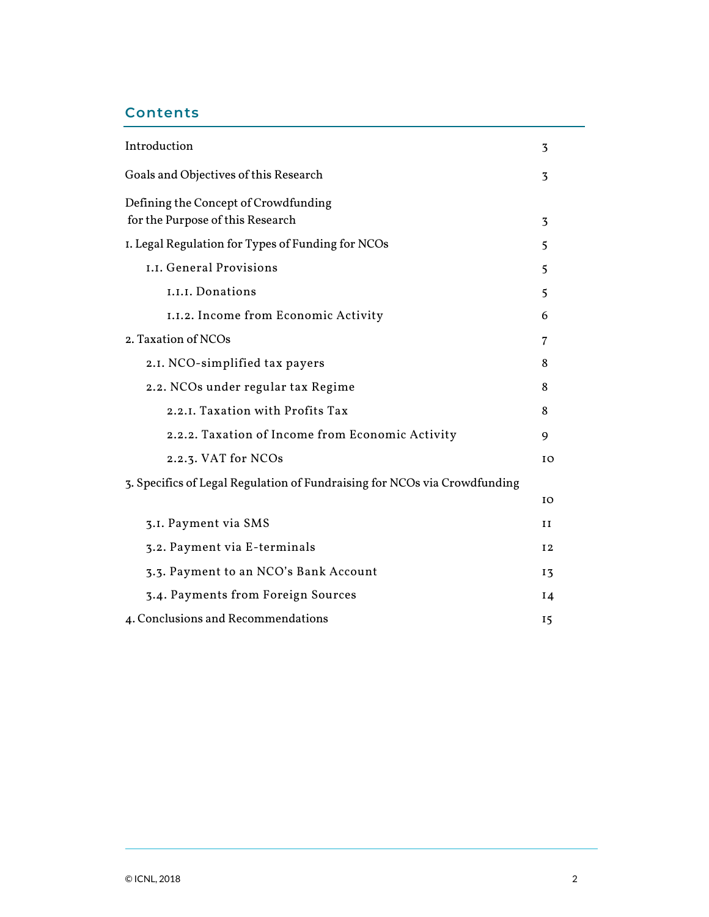## Contents

| | |
|---|---|
| Introduction | 3 |
| Goals and Objectives of this Research | 3 |
| Defining the Concept of Crowdfunding for the Purpose of this Research | 3 |
| 1. Legal Regulation for Types of Funding for NCOs | 5 |
| 1.1. General Provisions | 5 |
| 1.1.1. Donations | 5 |
| 1.1.2. Income from Economic Activity | 6 |
| 2. Taxation of NCOs | 7 |
| 2.1. NCO-simplified tax payers | 8 |
| 2.2. NCOs under regular tax Regime | 8 |
| 2.2.1. Taxation with Profits Tax | 8 |
| 2.2.2. Taxation of Income from Economic Activity | 9 |
| 2.2.3. VAT for NCOs | 10 |
| 3. Specifics of Legal Regulation of Fundraising for NCOs via Crowdfunding | 10 |
| 3.1. Payment via SMS | 11 |
| 3.2. Payment via E-terminals | 12 |
| 3.3. Payment to an NCO's Bank Account | 13 |
| 3.4. Payments from Foreign Sources | 14 |
| 4. Conclusions and Recommendations | 15 |

© ICNL, 2018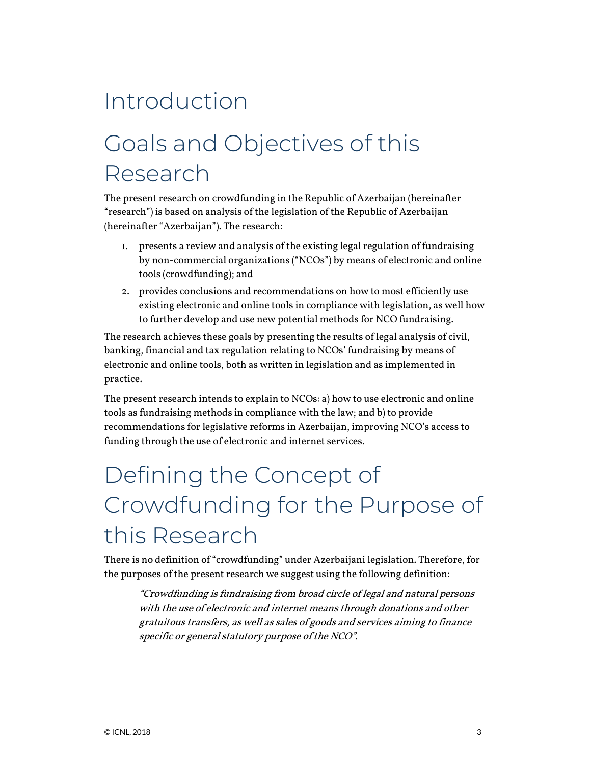# Introduction

## Goals and Objectives of this Research

The present research on crowdfunding in the Republic of Azerbaijan (hereinafter "research") is based on analysis of the legislation of the Republic of Azerbaijan (hereinafter "Azerbaijan"). The research:

1. presents a review and analysis of the existing legal regulation of fundraising by non-commercial organizations ("NCOs") by means of electronic and online tools (crowdfunding); and
2. provides conclusions and recommendations on how to most efficiently use existing electronic and online tools in compliance with legislation, as well how to further develop and use new potential methods for NCO fundraising.

The research achieves these goals by presenting the results of legal analysis of civil, banking, financial and tax regulation relating to NCOs' fundraising by means of electronic and online tools, both as written in legislation and as implemented in practice.

The present research intends to explain to NCOs: a) how to use electronic and online tools as fundraising methods in compliance with the law; and b) to provide recommendations for legislative reforms in Azerbaijan, improving NCO's access to funding through the use of electronic and internet services.

## Defining the Concept of Crowdfunding for the Purpose of this Research

There is no definition of "crowdfunding" under Azerbaijani legislation. Therefore, for the purposes of the present research we suggest using the following definition:

> *"Crowdfunding is fundraising from broad circle of legal and natural persons with the use of electronic and internet means through donations and other gratuitous transfers, as well as sales of goods and services aiming to finance specific or general statutory purpose of the NCO".*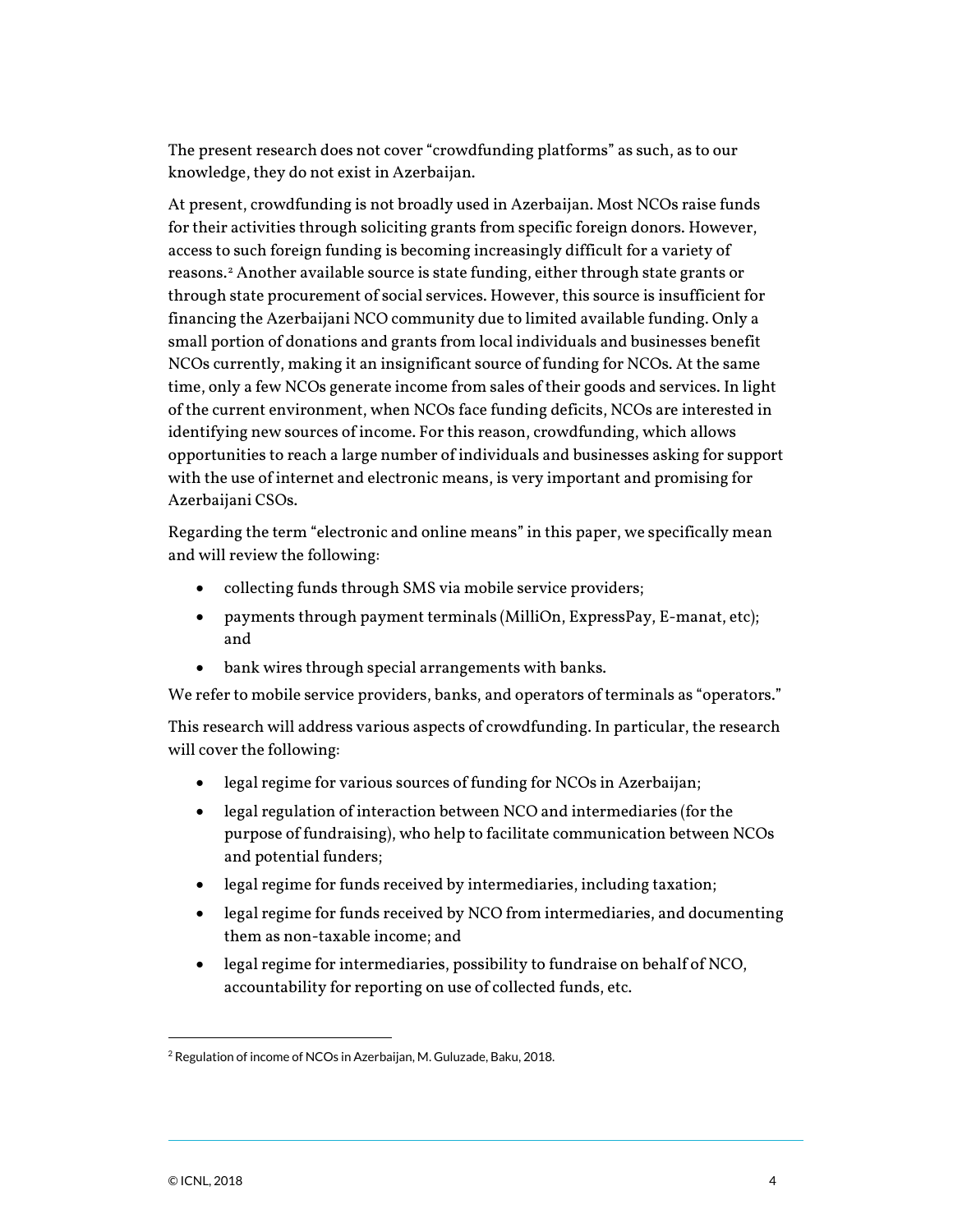The present research does not cover "crowdfunding platforms" as such, as to our knowledge, they do not exist in Azerbaijan.

At present, crowdfunding is not broadly used in Azerbaijan. Most NCOs raise funds for their activities through soliciting grants from specific foreign donors. However, access to such foreign funding is becoming increasingly difficult for a variety of reasons.[2] Another available source is state funding, either through state grants or through state procurement of social services. However, this source is insufficient for financing the Azerbaijani NCO community due to limited available funding. Only a small portion of donations and grants from local individuals and businesses benefit NCOs currently, making it an insignificant source of funding for NCOs. At the same time, only a few NCOs generate income from sales of their goods and services. In light of the current environment, when NCOs face funding deficits, NCOs are interested in identifying new sources of income. For this reason, crowdfunding, which allows opportunities to reach a large number of individuals and businesses asking for support with the use of internet and electronic means, is very important and promising for Azerbaijani CSOs.

Regarding the term "electronic and online means" in this paper, we specifically mean and will review the following:

- collecting funds through SMS via mobile service providers;
- payments through payment terminals (MilliOn, ExpressPay, E-manat, etc); and
- bank wires through special arrangements with banks.

We refer to mobile service providers, banks, and operators of terminals as "operators."

This research will address various aspects of crowdfunding. In particular, the research will cover the following:

- legal regime for various sources of funding for NCOs in Azerbaijan;
- legal regulation of interaction between NCO and intermediaries (for the purpose of fundraising), who help to facilitate communication between NCOs and potential funders;
- legal regime for funds received by intermediaries, including taxation;
- legal regime for funds received by NCO from intermediaries, and documenting them as non-taxable income; and
- legal regime for intermediaries, possibility to fundraise on behalf of NCO, accountability for reporting on use of collected funds, etc.

[2] Regulation of income of NCOs in Azerbaijan, M. Guluzade, Baku, 2018.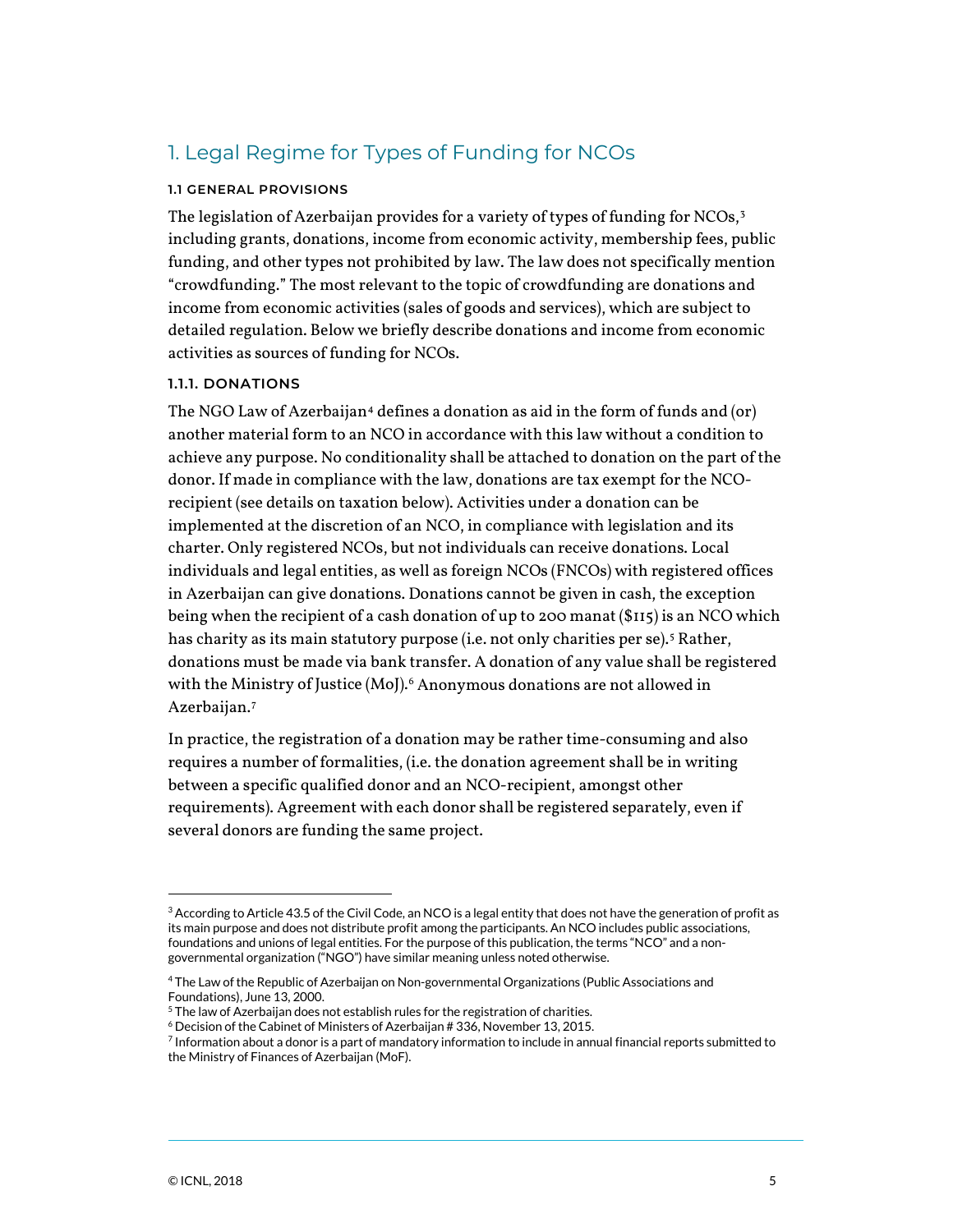## 1. Legal Regime for Types of Funding for NCOs

### 1.1 GENERAL PROVISIONS

The legislation of Azerbaijan provides for a variety of types of funding for NCOs,[3] including grants, donations, income from economic activity, membership fees, public funding, and other types not prohibited by law. The law does not specifically mention "crowdfunding." The most relevant to the topic of crowdfunding are donations and income from economic activities (sales of goods and services), which are subject to detailed regulation. Below we briefly describe donations and income from economic activities as sources of funding for NCOs.

#### 1.1.1. DONATIONS

The NGO Law of Azerbaijan[4] defines a donation as aid in the form of funds and (or) another material form to an NCO in accordance with this law without a condition to achieve any purpose. No conditionality shall be attached to donation on the part of the donor. If made in compliance with the law, donations are tax exempt for the NCO-recipient (see details on taxation below). Activities under a donation can be implemented at the discretion of an NCO, in compliance with legislation and its charter. Only registered NCOs, but not individuals can receive donations. Local individuals and legal entities, as well as foreign NCOs (FNCOs) with registered offices in Azerbaijan can give donations. Donations cannot be given in cash, the exception being when the recipient of a cash donation of up to 200 manat ($115) is an NCO which has charity as its main statutory purpose (i.e. not only charities per se).[5] Rather, donations must be made via bank transfer. A donation of any value shall be registered with the Ministry of Justice (MoJ).[6] Anonymous donations are not allowed in Azerbaijan.[7]

In practice, the registration of a donation may be rather time-consuming and also requires a number of formalities, (i.e. the donation agreement shall be in writing between a specific qualified donor and an NCO-recipient, amongst other requirements). Agreement with each donor shall be registered separately, even if several donors are funding the same project.

---

[3] According to Article 43.5 of the Civil Code, an NCO is a legal entity that does not have the generation of profit as its main purpose and does not distribute profit among the participants. An NCO includes public associations, foundations and unions of legal entities. For the purpose of this publication, the terms "NCO" and a non-governmental organization ("NGO") have similar meaning unless noted otherwise.

[4] The Law of the Republic of Azerbaijan on Non-governmental Organizations (Public Associations and Foundations), June 13, 2000.

[5] The law of Azerbaijan does not establish rules for the registration of charities.

[6] Decision of the Cabinet of Ministers of Azerbaijan # 336, November 13, 2015.

[7] Information about a donor is a part of mandatory information to include in annual financial reports submitted to the Ministry of Finances of Azerbaijan (MoF).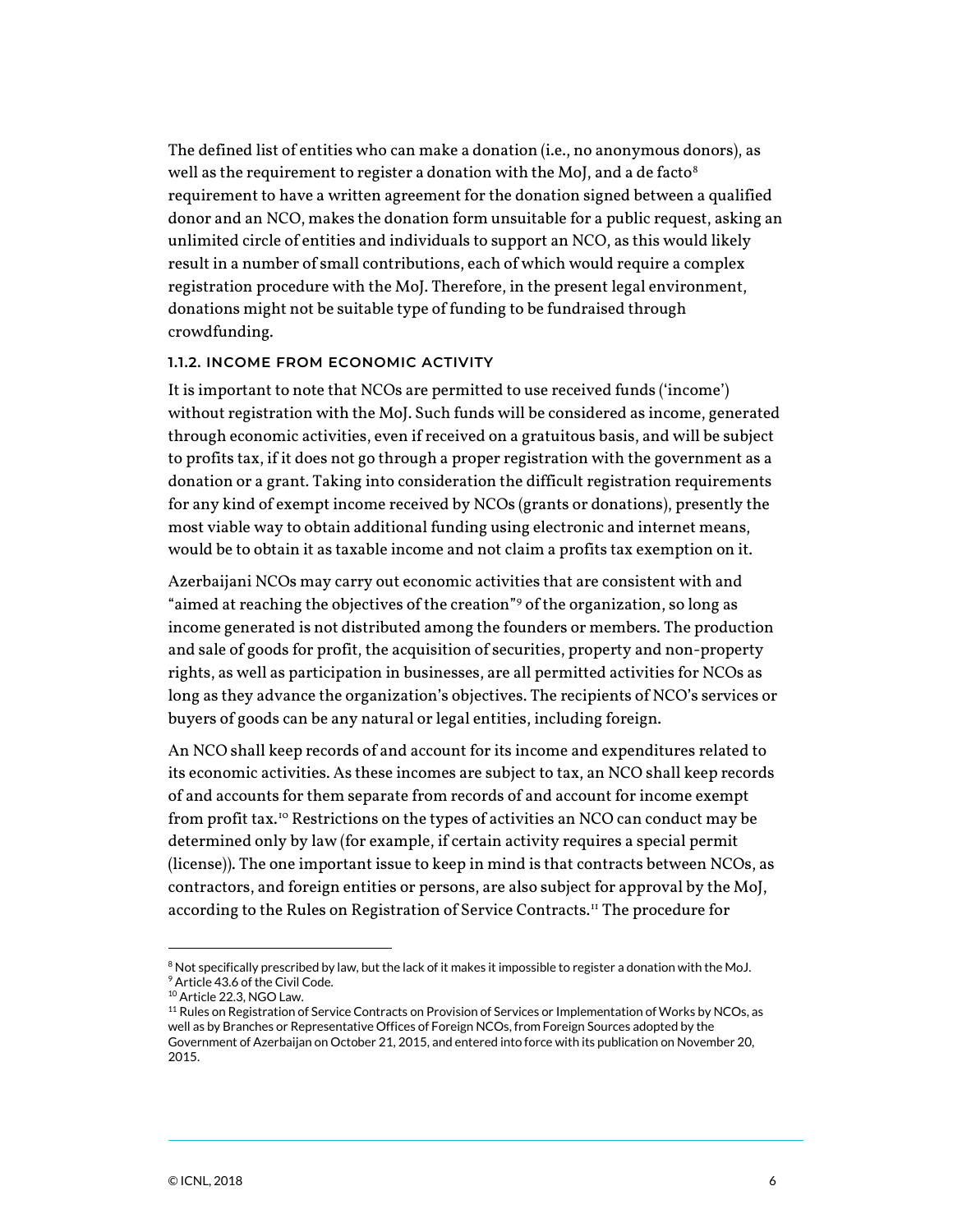The defined list of entities who can make a donation (i.e., no anonymous donors), as well as the requirement to register a donation with the MoJ, and a de facto[8] requirement to have a written agreement for the donation signed between a qualified donor and an NCO, makes the donation form unsuitable for a public request, asking an unlimited circle of entities and individuals to support an NCO, as this would likely result in a number of small contributions, each of which would require a complex registration procedure with the MoJ. Therefore, in the present legal environment, donations might not be suitable type of funding to be fundraised through crowdfunding.

#### 1.1.2. INCOME FROM ECONOMIC ACTIVITY

It is important to note that NCOs are permitted to use received funds ('income') without registration with the MoJ. Such funds will be considered as income, generated through economic activities, even if received on a gratuitous basis, and will be subject to profits tax, if it does not go through a proper registration with the government as a donation or a grant. Taking into consideration the difficult registration requirements for any kind of exempt income received by NCOs (grants or donations), presently the most viable way to obtain additional funding using electronic and internet means, would be to obtain it as taxable income and not claim a profits tax exemption on it.

Azerbaijani NCOs may carry out economic activities that are consistent with and "aimed at reaching the objectives of the creation"[9] of the organization, so long as income generated is not distributed among the founders or members. The production and sale of goods for profit, the acquisition of securities, property and non-property rights, as well as participation in businesses, are all permitted activities for NCOs as long as they advance the organization's objectives. The recipients of NCO's services or buyers of goods can be any natural or legal entities, including foreign.

An NCO shall keep records of and account for its income and expenditures related to its economic activities. As these incomes are subject to tax, an NCO shall keep records of and accounts for them separate from records of and account for income exempt from profit tax.[10] Restrictions on the types of activities an NCO can conduct may be determined only by law (for example, if certain activity requires a special permit (license)). The one important issue to keep in mind is that contracts between NCOs, as contractors, and foreign entities or persons, are also subject for approval by the MoJ, according to the Rules on Registration of Service Contracts.[11] The procedure for

---

[8] Not specifically prescribed by law, but the lack of it makes it impossible to register a donation with the MoJ.

[9] Article 43.6 of the Civil Code.

[10] Article 22.3, NGO Law.

[11] Rules on Registration of Service Contracts on Provision of Services or Implementation of Works by NCOs, as well as by Branches or Representative Offices of Foreign NCOs, from Foreign Sources adopted by the Government of Azerbaijan on October 21, 2015, and entered into force with its publication on November 20, 2015.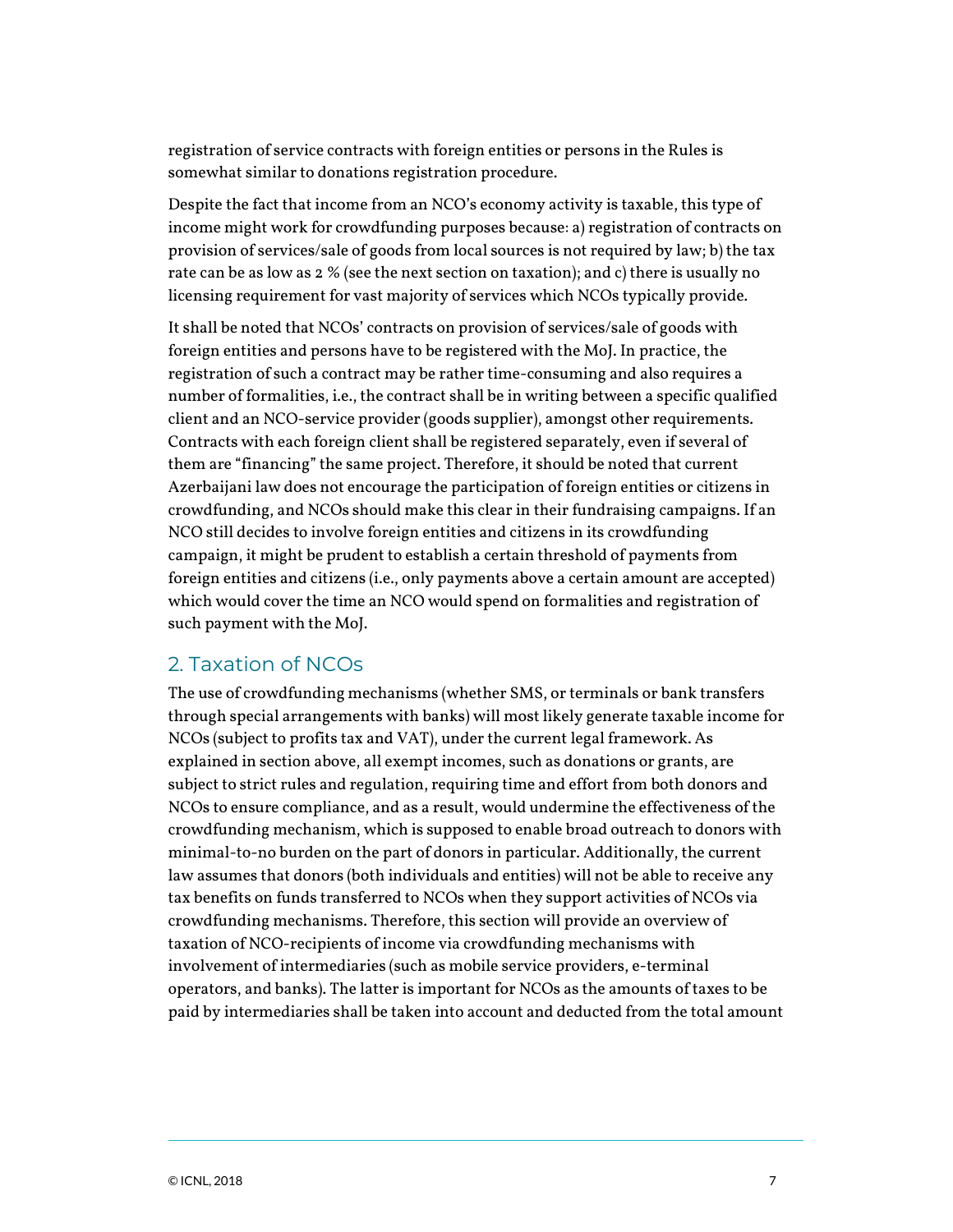registration of service contracts with foreign entities or persons in the Rules is somewhat similar to donations registration procedure.

Despite the fact that income from an NCO's economy activity is taxable, this type of income might work for crowdfunding purposes because: a) registration of contracts on provision of services/sale of goods from local sources is not required by law; b) the tax rate can be as low as 2 % (see the next section on taxation); and c) there is usually no licensing requirement for vast majority of services which NCOs typically provide.

It shall be noted that NCOs' contracts on provision of services/sale of goods with foreign entities and persons have to be registered with the MoJ. In practice, the registration of such a contract may be rather time-consuming and also requires a number of formalities, i.e., the contract shall be in writing between a specific qualified client and an NCO-service provider (goods supplier), amongst other requirements. Contracts with each foreign client shall be registered separately, even if several of them are "financing" the same project. Therefore, it should be noted that current Azerbaijani law does not encourage the participation of foreign entities or citizens in crowdfunding, and NCOs should make this clear in their fundraising campaigns. If an NCO still decides to involve foreign entities and citizens in its crowdfunding campaign, it might be prudent to establish a certain threshold of payments from foreign entities and citizens (i.e., only payments above a certain amount are accepted) which would cover the time an NCO would spend on formalities and registration of such payment with the MoJ.

## 2. Taxation of NCOs

The use of crowdfunding mechanisms (whether SMS, or terminals or bank transfers through special arrangements with banks) will most likely generate taxable income for NCOs (subject to profits tax and VAT), under the current legal framework. As explained in section above, all exempt incomes, such as donations or grants, are subject to strict rules and regulation, requiring time and effort from both donors and NCOs to ensure compliance, and as a result, would undermine the effectiveness of the crowdfunding mechanism, which is supposed to enable broad outreach to donors with minimal-to-no burden on the part of donors in particular. Additionally, the current law assumes that donors (both individuals and entities) will not be able to receive any tax benefits on funds transferred to NCOs when they support activities of NCOs via crowdfunding mechanisms. Therefore, this section will provide an overview of taxation of NCO-recipients of income via crowdfunding mechanisms with involvement of intermediaries (such as mobile service providers, e-terminal operators, and banks). The latter is important for NCOs as the amounts of taxes to be paid by intermediaries shall be taken into account and deducted from the total amount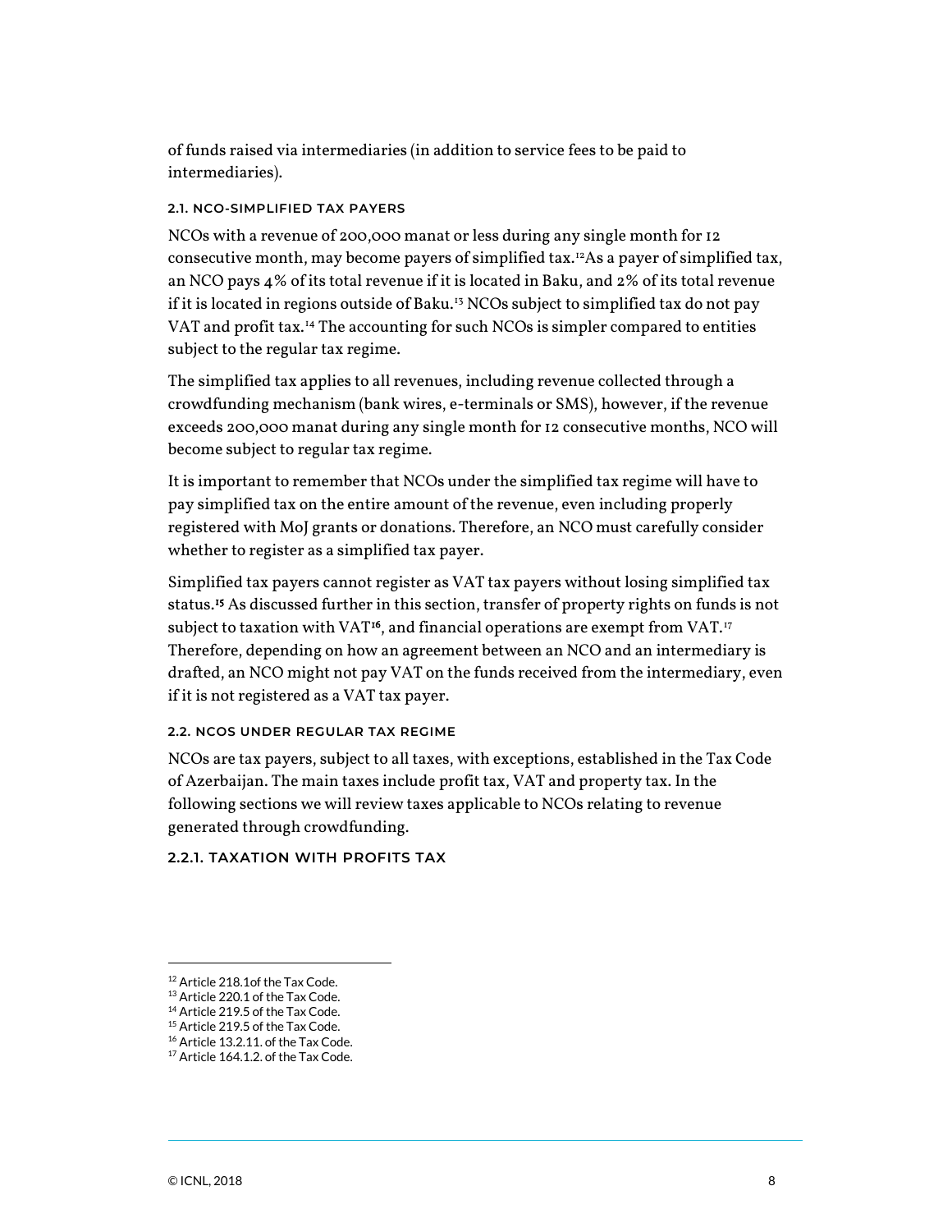of funds raised via intermediaries (in addition to service fees to be paid to intermediaries).

#### 2.1. NCO-SIMPLIFIED TAX PAYERS

NCOs with a revenue of 200,000 manat or less during any single month for 12 consecutive month, may become payers of simplified tax.[12]As a payer of simplified tax, an NCO pays 4% of its total revenue if it is located in Baku, and 2% of its total revenue if it is located in regions outside of Baku.[13] NCOs subject to simplified tax do not pay VAT and profit tax.[14] The accounting for such NCOs is simpler compared to entities subject to the regular tax regime.

The simplified tax applies to all revenues, including revenue collected through a crowdfunding mechanism (bank wires, e-terminals or SMS), however, if the revenue exceeds 200,000 manat during any single month for 12 consecutive months, NCO will become subject to regular tax regime.

It is important to remember that NCOs under the simplified tax regime will have to pay simplified tax on the entire amount of the revenue, even including properly registered with MoJ grants or donations. Therefore, an NCO must carefully consider whether to register as a simplified tax payer.

Simplified tax payers cannot register as VAT tax payers without losing simplified tax status.[15] As discussed further in this section, transfer of property rights on funds is not subject to taxation with VAT[16], and financial operations are exempt from VAT.[17] Therefore, depending on how an agreement between an NCO and an intermediary is drafted, an NCO might not pay VAT on the funds received from the intermediary, even if it is not registered as a VAT tax payer.

#### 2.2. NCOS UNDER REGULAR TAX REGIME

NCOs are tax payers, subject to all taxes, with exceptions, established in the Tax Code of Azerbaijan. The main taxes include profit tax, VAT and property tax. In the following sections we will review taxes applicable to NCOs relating to revenue generated through crowdfunding.

#### 2.2.1. TAXATION WITH PROFITS TAX

---

[12] Article 218.1of the Tax Code.
[13] Article 220.1 of the Tax Code.
[14] Article 219.5 of the Tax Code.
[15] Article 219.5 of the Tax Code.
[16] Article 13.2.11. of the Tax Code.
[17] Article 164.1.2. of the Tax Code.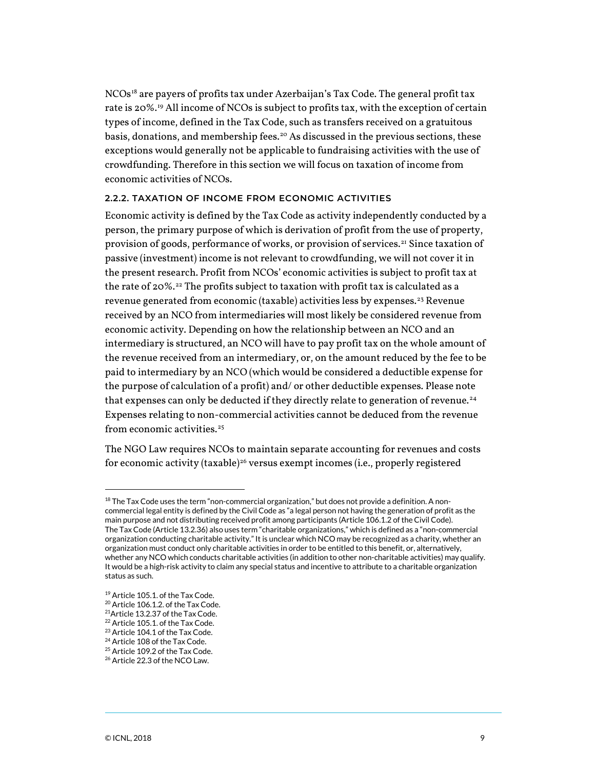NCOs[18] are payers of profits tax under Azerbaijan's Tax Code. The general profit tax rate is 20%.[19] All income of NCOs is subject to profits tax, with the exception of certain types of income, defined in the Tax Code, such as transfers received on a gratuitous basis, donations, and membership fees.[20] As discussed in the previous sections, these exceptions would generally not be applicable to fundraising activities with the use of crowdfunding. Therefore in this section we will focus on taxation of income from economic activities of NCOs.

#### 2.2.2. TAXATION OF INCOME FROM ECONOMIC ACTIVITIES

Economic activity is defined by the Tax Code as activity independently conducted by a person, the primary purpose of which is derivation of profit from the use of property, provision of goods, performance of works, or provision of services.[21] Since taxation of passive (investment) income is not relevant to crowdfunding, we will not cover it in the present research. Profit from NCOs' economic activities is subject to profit tax at the rate of 20%.[22] The profits subject to taxation with profit tax is calculated as a revenue generated from economic (taxable) activities less by expenses.[23] Revenue received by an NCO from intermediaries will most likely be considered revenue from economic activity. Depending on how the relationship between an NCO and an intermediary is structured, an NCO will have to pay profit tax on the whole amount of the revenue received from an intermediary, or, on the amount reduced by the fee to be paid to intermediary by an NCO (which would be considered a deductible expense for the purpose of calculation of a profit) and/ or other deductible expenses. Please note that expenses can only be deducted if they directly relate to generation of revenue.[24] Expenses relating to non-commercial activities cannot be deduced from the revenue from economic activities.[25]

The NGO Law requires NCOs to maintain separate accounting for revenues and costs for economic activity (taxable)[26] versus exempt incomes (i.e., properly registered

---

[18] The Tax Code uses the term "non-commercial organization," but does not provide a definition. A non-commercial legal entity is defined by the Civil Code as "a legal person not having the generation of profit as the main purpose and not distributing received profit among participants (Article 106.1.2 of the Civil Code). The Tax Code (Article 13.2.36) also uses term "charitable organizations," which is defined as a "non-commercial organization conducting charitable activity." It is unclear which NCO may be recognized as a charity, whether an organization must conduct only charitable activities in order to be entitled to this benefit, or, alternatively, whether any NCO which conducts charitable activities (in addition to other non-charitable activities) may qualify. It would be a high-risk activity to claim any special status and incentive to attribute to a charitable organization status as such.

[19] Article 105.1. of the Tax Code.

[20] Article 106.1.2. of the Tax Code.

[21] Article 13.2.37 of the Tax Code.

[22] Article 105.1. of the Tax Code.

[23] Article 104.1 of the Tax Code.

[24] Article 108 of the Tax Code.

[25] Article 109.2 of the Tax Code.

[26] Article 22.3 of the NCO Law.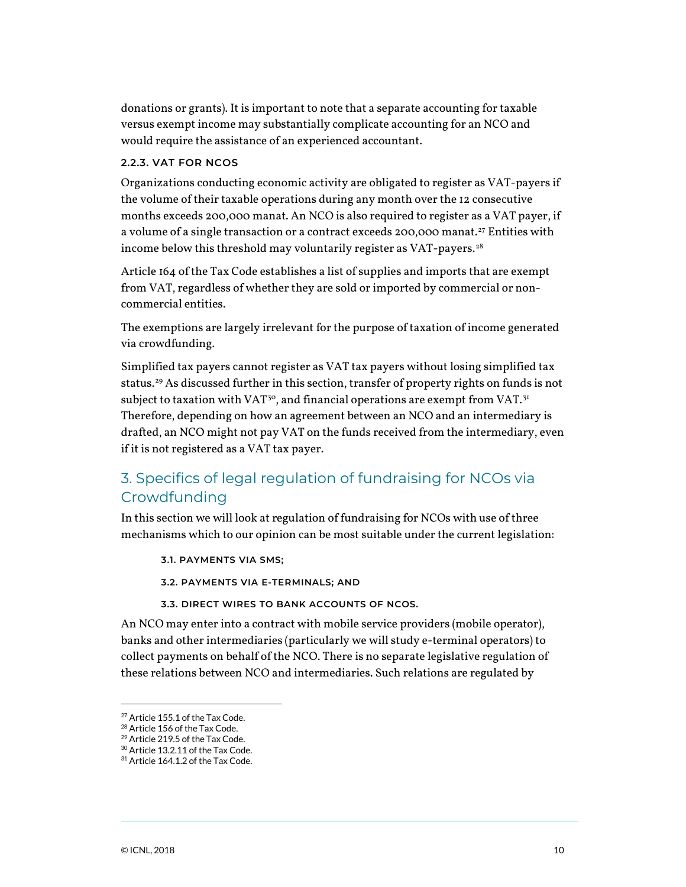donations or grants). It is important to note that a separate accounting for taxable versus exempt income may substantially complicate accounting for an NCO and would require the assistance of an experienced accountant.

#### 2.2.3. VAT FOR NCOS

Organizations conducting economic activity are obligated to register as VAT-payers if the volume of their taxable operations during any month over the 12 consecutive months exceeds 200,000 manat. An NCO is also required to register as a VAT payer, if a volume of a single transaction or a contract exceeds 200,000 manat.[27] Entities with income below this threshold may voluntarily register as VAT-payers.[28]

Article 164 of the Tax Code establishes a list of supplies and imports that are exempt from VAT, regardless of whether they are sold or imported by commercial or non-commercial entities.

The exemptions are largely irrelevant for the purpose of taxation of income generated via crowdfunding.

Simplified tax payers cannot register as VAT tax payers without losing simplified tax status.[29] As discussed further in this section, transfer of property rights on funds is not subject to taxation with VAT[30], and financial operations are exempt from VAT.[31] Therefore, depending on how an agreement between an NCO and an intermediary is drafted, an NCO might not pay VAT on the funds received from the intermediary, even if it is not registered as a VAT tax payer.

## 3. Specifics of legal regulation of fundraising for NCOs via Crowdfunding

In this section we will look at regulation of fundraising for NCOs with use of three mechanisms which to our opinion can be most suitable under the current legislation:

- 3.1. PAYMENTS VIA SMS;
- 3.2. PAYMENTS VIA E-TERMINALS; AND
- 3.3. DIRECT WIRES TO BANK ACCOUNTS OF NCOS.

An NCO may enter into a contract with mobile service providers (mobile operator), banks and other intermediaries (particularly we will study e-terminal operators) to collect payments on behalf of the NCO. There is no separate legislative regulation of these relations between NCO and intermediaries. Such relations are regulated by

---

[27] Article 155.1 of the Tax Code.
[28] Article 156 of the Tax Code.
[29] Article 219.5 of the Tax Code.
[30] Article 13.2.11 of the Tax Code.
[31] Article 164.1.2 of the Tax Code.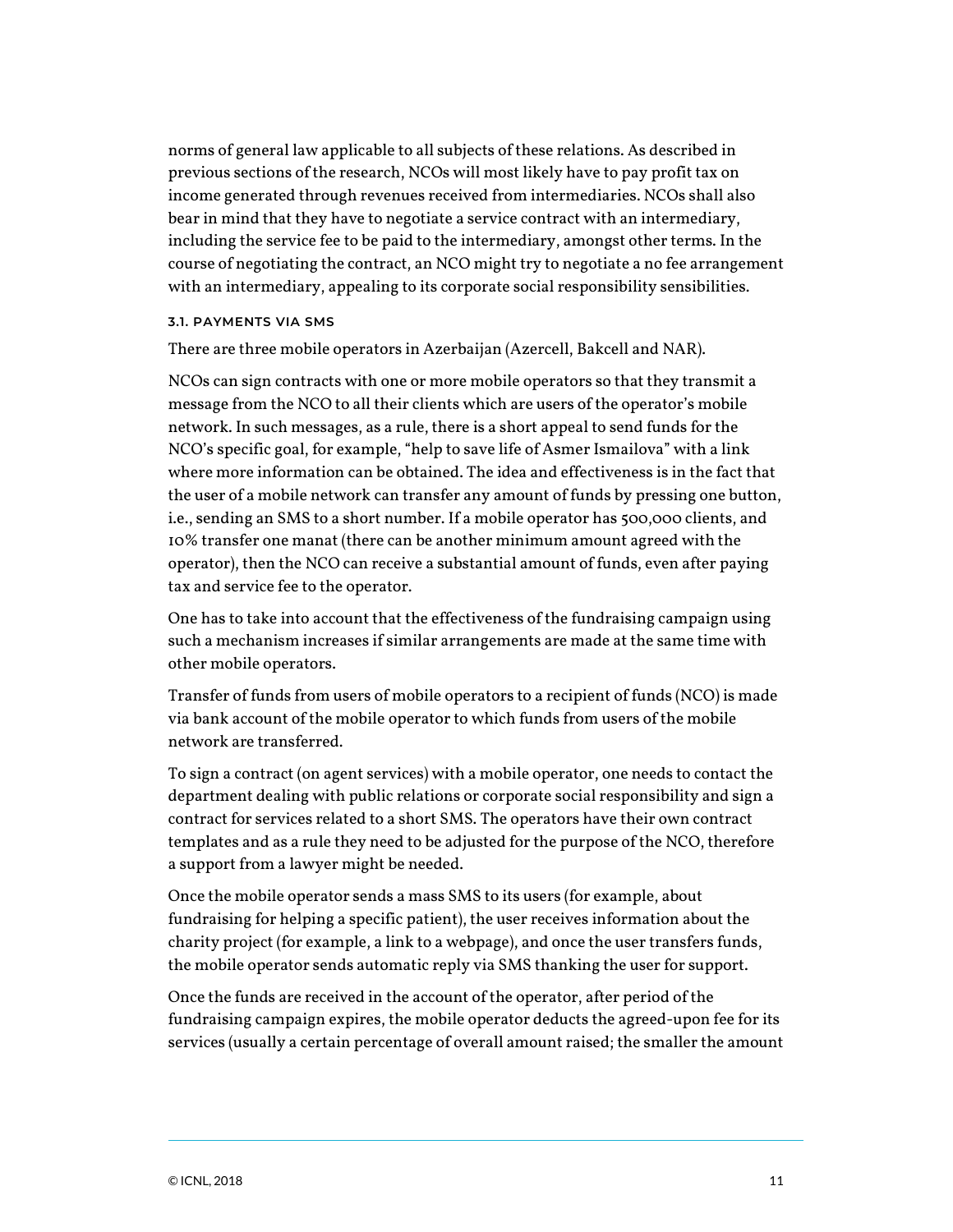norms of general law applicable to all subjects of these relations. As described in previous sections of the research, NCOs will most likely have to pay profit tax on income generated through revenues received from intermediaries. NCOs shall also bear in mind that they have to negotiate a service contract with an intermediary, including the service fee to be paid to the intermediary, amongst other terms. In the course of negotiating the contract, an NCO might try to negotiate a no fee arrangement with an intermediary, appealing to its corporate social responsibility sensibilities.

### 3.1. PAYMENTS VIA SMS

There are three mobile operators in Azerbaijan (Azercell, Bakcell and NAR).

NCOs can sign contracts with one or more mobile operators so that they transmit a message from the NCO to all their clients which are users of the operator's mobile network. In such messages, as a rule, there is a short appeal to send funds for the NCO's specific goal, for example, "help to save life of Asmer Ismailova" with a link where more information can be obtained. The idea and effectiveness is in the fact that the user of a mobile network can transfer any amount of funds by pressing one button, i.e., sending an SMS to a short number. If a mobile operator has 500,000 clients, and 10% transfer one manat (there can be another minimum amount agreed with the operator), then the NCO can receive a substantial amount of funds, even after paying tax and service fee to the operator.

One has to take into account that the effectiveness of the fundraising campaign using such a mechanism increases if similar arrangements are made at the same time with other mobile operators.

Transfer of funds from users of mobile operators to a recipient of funds (NCO) is made via bank account of the mobile operator to which funds from users of the mobile network are transferred.

To sign a contract (on agent services) with a mobile operator, one needs to contact the department dealing with public relations or corporate social responsibility and sign a contract for services related to a short SMS. The operators have their own contract templates and as a rule they need to be adjusted for the purpose of the NCO, therefore a support from a lawyer might be needed.

Once the mobile operator sends a mass SMS to its users (for example, about fundraising for helping a specific patient), the user receives information about the charity project (for example, a link to a webpage), and once the user transfers funds, the mobile operator sends automatic reply via SMS thanking the user for support.

Once the funds are received in the account of the operator, after period of the fundraising campaign expires, the mobile operator deducts the agreed-upon fee for its services (usually a certain percentage of overall amount raised; the smaller the amount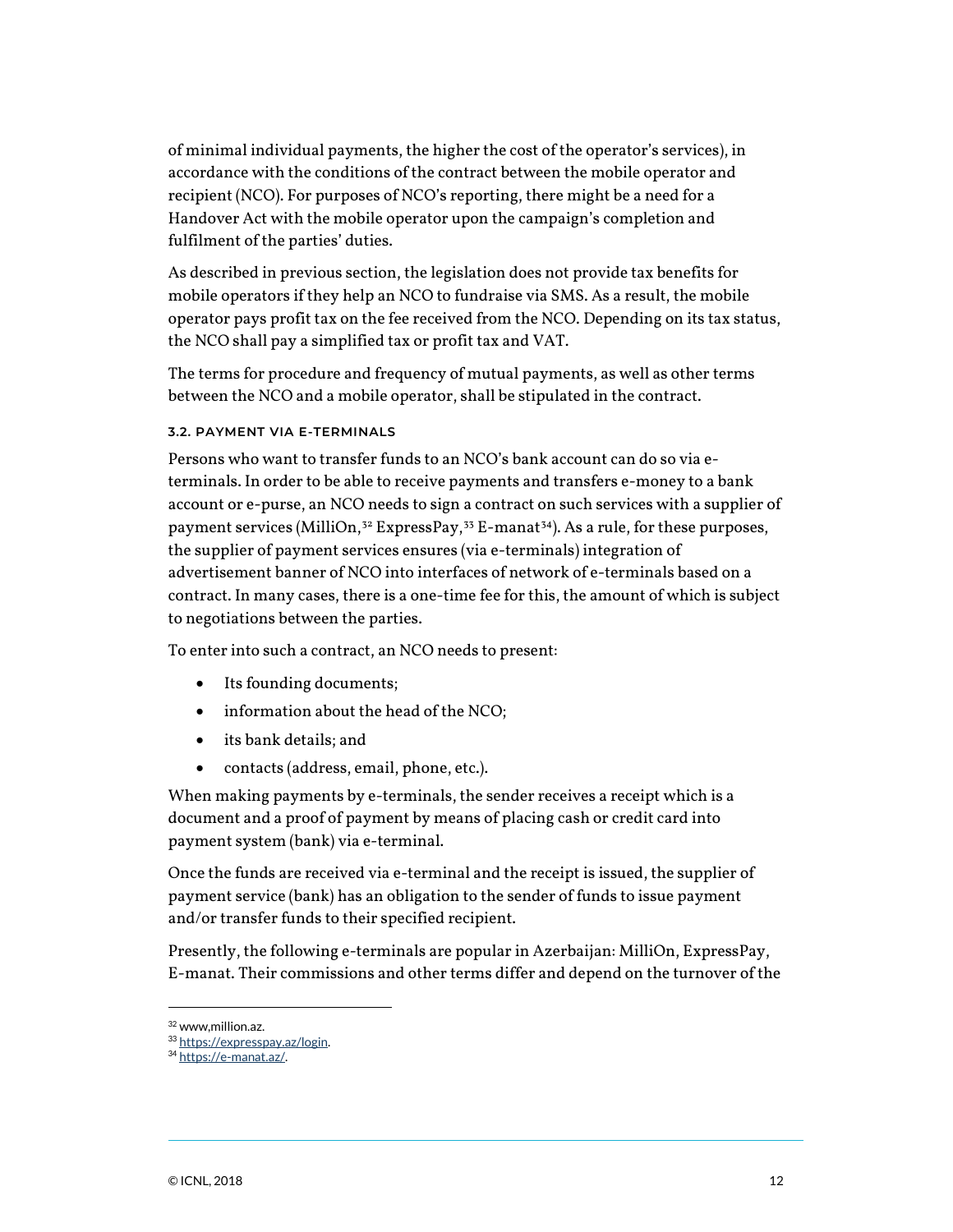of minimal individual payments, the higher the cost of the operator's services), in accordance with the conditions of the contract between the mobile operator and recipient (NCO). For purposes of NCO's reporting, there might be a need for a Handover Act with the mobile operator upon the campaign's completion and fulfilment of the parties' duties.

As described in previous section, the legislation does not provide tax benefits for mobile operators if they help an NCO to fundraise via SMS. As a result, the mobile operator pays profit tax on the fee received from the NCO. Depending on its tax status, the NCO shall pay a simplified tax or profit tax and VAT.

The terms for procedure and frequency of mutual payments, as well as other terms between the NCO and a mobile operator, shall be stipulated in the contract.

### 3.2. PAYMENT VIA E-TERMINALS

Persons who want to transfer funds to an NCO's bank account can do so via e-terminals. In order to be able to receive payments and transfers e-money to a bank account or e-purse, an NCO needs to sign a contract on such services with a supplier of payment services (MilliOn,[32] ExpressPay,[33] E-manat[34]). As a rule, for these purposes, the supplier of payment services ensures (via e-terminals) integration of advertisement banner of NCO into interfaces of network of e-terminals based on a contract. In many cases, there is a one-time fee for this, the amount of which is subject to negotiations between the parties.

To enter into such a contract, an NCO needs to present:

- Its founding documents;
- information about the head of the NCO;
- its bank details; and
- contacts (address, email, phone, etc.).

When making payments by e-terminals, the sender receives a receipt which is a document and a proof of payment by means of placing cash or credit card into payment system (bank) via e-terminal.

Once the funds are received via e-terminal and the receipt is issued, the supplier of payment service (bank) has an obligation to the sender of funds to issue payment and/or transfer funds to their specified recipient.

Presently, the following e-terminals are popular in Azerbaijan: MilliOn, ExpressPay, E-manat. Their commissions and other terms differ and depend on the turnover of the

---

[32] www,million.az.

[33] https://expresspay.az/login.

[34] https://e-manat.az/.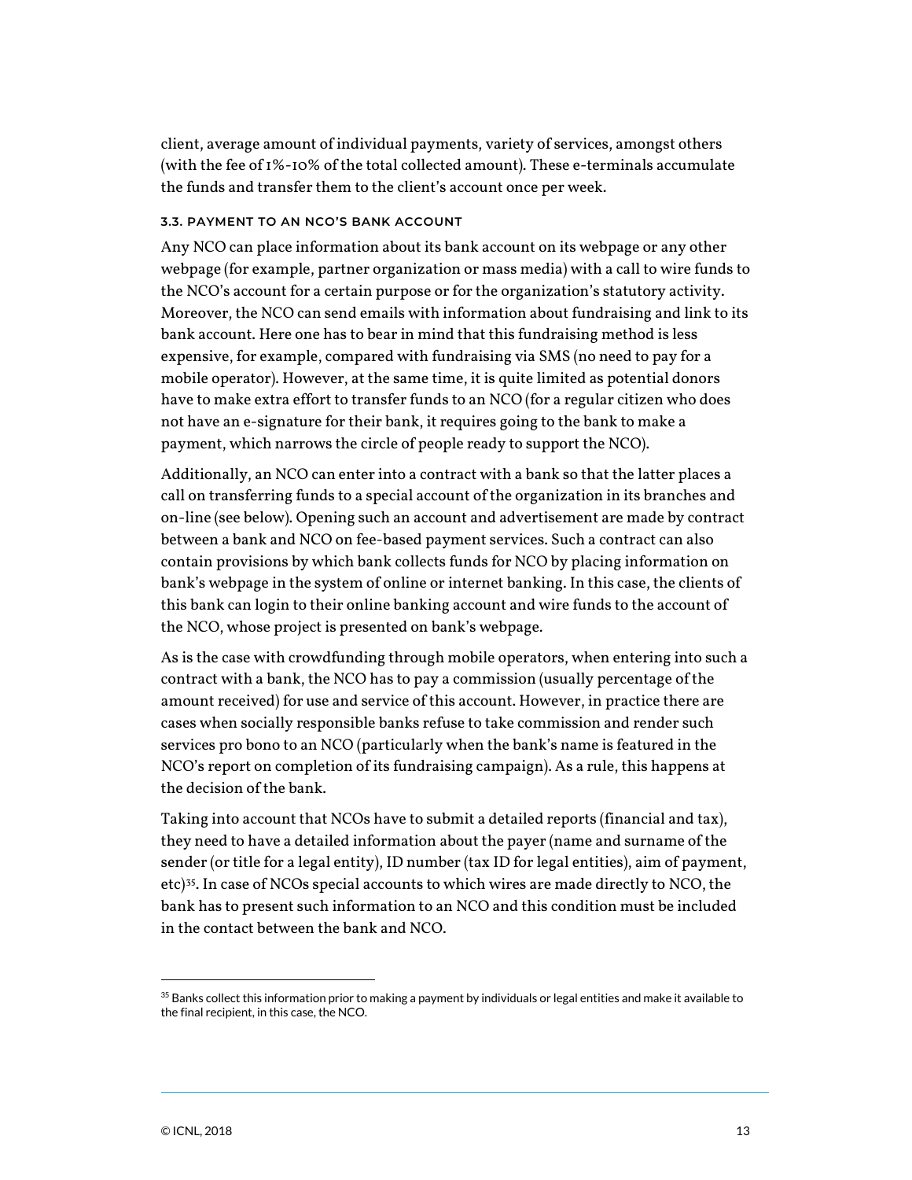client, average amount of individual payments, variety of services, amongst others (with the fee of 1%-10% of the total collected amount). These e-terminals accumulate the funds and transfer them to the client's account once per week.

### 3.3. PAYMENT TO AN NCO'S BANK ACCOUNT

Any NCO can place information about its bank account on its webpage or any other webpage (for example, partner organization or mass media) with a call to wire funds to the NCO's account for a certain purpose or for the organization's statutory activity. Moreover, the NCO can send emails with information about fundraising and link to its bank account. Here one has to bear in mind that this fundraising method is less expensive, for example, compared with fundraising via SMS (no need to pay for a mobile operator). However, at the same time, it is quite limited as potential donors have to make extra effort to transfer funds to an NCO (for a regular citizen who does not have an e-signature for their bank, it requires going to the bank to make a payment, which narrows the circle of people ready to support the NCO).

Additionally, an NCO can enter into a contract with a bank so that the latter places a call on transferring funds to a special account of the organization in its branches and on-line (see below). Opening such an account and advertisement are made by contract between a bank and NCO on fee-based payment services. Such a contract can also contain provisions by which bank collects funds for NCO by placing information on bank's webpage in the system of online or internet banking. In this case, the clients of this bank can login to their online banking account and wire funds to the account of the NCO, whose project is presented on bank's webpage.

As is the case with crowdfunding through mobile operators, when entering into such a contract with a bank, the NCO has to pay a commission (usually percentage of the amount received) for use and service of this account. However, in practice there are cases when socially responsible banks refuse to take commission and render such services pro bono to an NCO (particularly when the bank's name is featured in the NCO's report on completion of its fundraising campaign). As a rule, this happens at the decision of the bank.

Taking into account that NCOs have to submit a detailed reports (financial and tax), they need to have a detailed information about the payer (name and surname of the sender (or title for a legal entity), ID number (tax ID for legal entities), aim of payment, etc)[35]. In case of NCOs special accounts to which wires are made directly to NCO, the bank has to present such information to an NCO and this condition must be included in the contact between the bank and NCO.

---

[35] Banks collect this information prior to making a payment by individuals or legal entities and make it available to the final recipient, in this case, the NCO.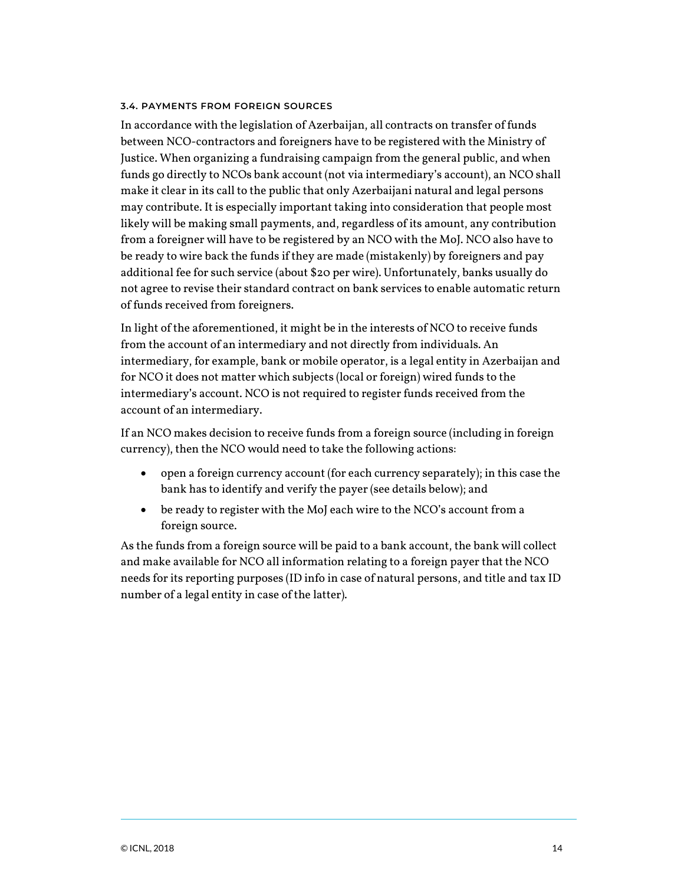### 3.4. PAYMENTS FROM FOREIGN SOURCES

In accordance with the legislation of Azerbaijan, all contracts on transfer of funds between NCO-contractors and foreigners have to be registered with the Ministry of Justice. When organizing a fundraising campaign from the general public, and when funds go directly to NCOs bank account (not via intermediary's account), an NCO shall make it clear in its call to the public that only Azerbaijani natural and legal persons may contribute. It is especially important taking into consideration that people most likely will be making small payments, and, regardless of its amount, any contribution from a foreigner will have to be registered by an NCO with the MoJ. NCO also have to be ready to wire back the funds if they are made (mistakenly) by foreigners and pay additional fee for such service (about $20 per wire). Unfortunately, banks usually do not agree to revise their standard contract on bank services to enable automatic return of funds received from foreigners.

In light of the aforementioned, it might be in the interests of NCO to receive funds from the account of an intermediary and not directly from individuals. An intermediary, for example, bank or mobile operator, is a legal entity in Azerbaijan and for NCO it does not matter which subjects (local or foreign) wired funds to the intermediary's account. NCO is not required to register funds received from the account of an intermediary.

If an NCO makes decision to receive funds from a foreign source (including in foreign currency), then the NCO would need to take the following actions:

- open a foreign currency account (for each currency separately); in this case the bank has to identify and verify the payer (see details below); and
- be ready to register with the MoJ each wire to the NCO's account from a foreign source.

As the funds from a foreign source will be paid to a bank account, the bank will collect and make available for NCO all information relating to a foreign payer that the NCO needs for its reporting purposes (ID info in case of natural persons, and title and tax ID number of a legal entity in case of the latter).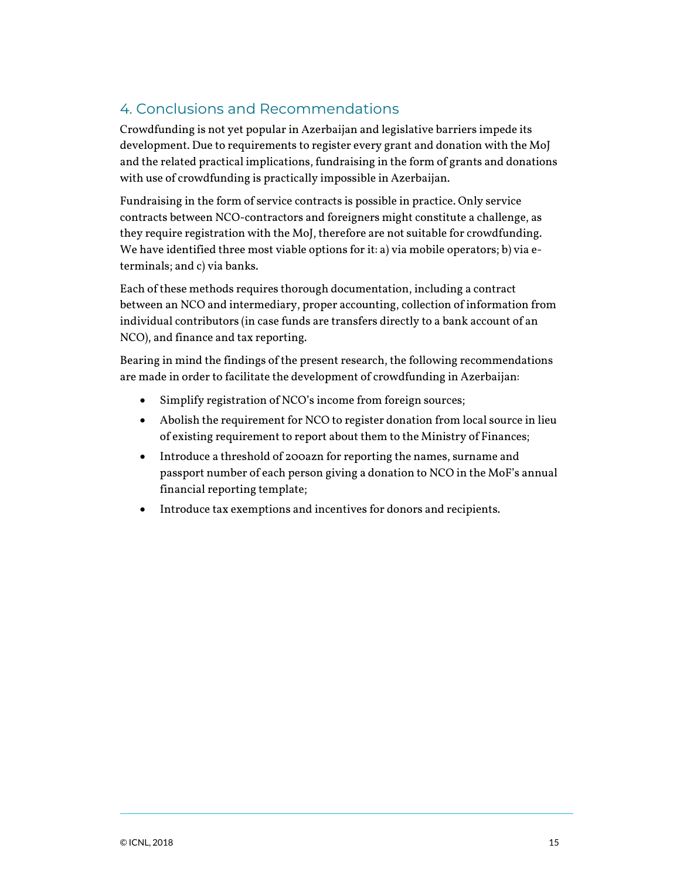## 4. Conclusions and Recommendations

Crowdfunding is not yet popular in Azerbaijan and legislative barriers impede its development. Due to requirements to register every grant and donation with the MoJ and the related practical implications, fundraising in the form of grants and donations with use of crowdfunding is practically impossible in Azerbaijan.

Fundraising in the form of service contracts is possible in practice. Only service contracts between NCO-contractors and foreigners might constitute a challenge, as they require registration with the MoJ, therefore are not suitable for crowdfunding. We have identified three most viable options for it: a) via mobile operators; b) via e-terminals; and c) via banks.

Each of these methods requires thorough documentation, including a contract between an NCO and intermediary, proper accounting, collection of information from individual contributors (in case funds are transfers directly to a bank account of an NCO), and finance and tax reporting.

Bearing in mind the findings of the present research, the following recommendations are made in order to facilitate the development of crowdfunding in Azerbaijan:

- Simplify registration of NCO's income from foreign sources;
- Abolish the requirement for NCO to register donation from local source in lieu of existing requirement to report about them to the Ministry of Finances;
- Introduce a threshold of 200azn for reporting the names, surname and passport number of each person giving a donation to NCO in the MoF's annual financial reporting template;
- Introduce tax exemptions and incentives for donors and recipients.